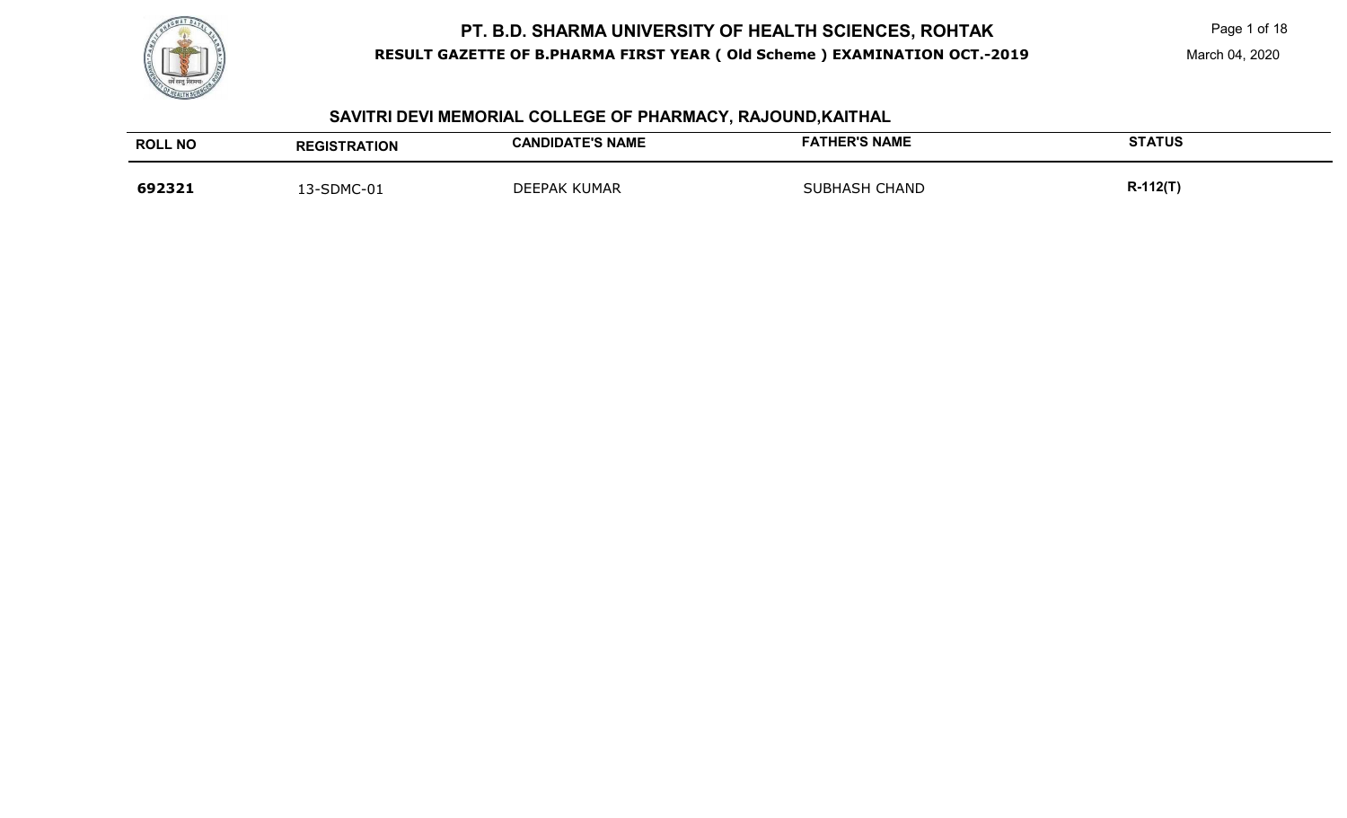# PT. B.D. SHARMA UNIVERSITY OF HEALTH SCIENCES, ROHTAK

**RESULT GAZETTE OF B.PHARMA FIRST YEAR ( Old Scheme ) EXAMINATION OCT.-2019**

March 04, 2020

## SAVITRI DEVI MEMORIAL COLLEGE OF PHARMACY, RAJOUND,KAITHAL

| ROLL NO | REGISTRATION | CANDIDATE'S NAME | FATHER'S NAME | STATUS |
|---|---|---|---|---|
| **692321** | 13-SDMC-01 | DEEPAK KUMAR | SUBHASH CHAND | **R-112(T)** |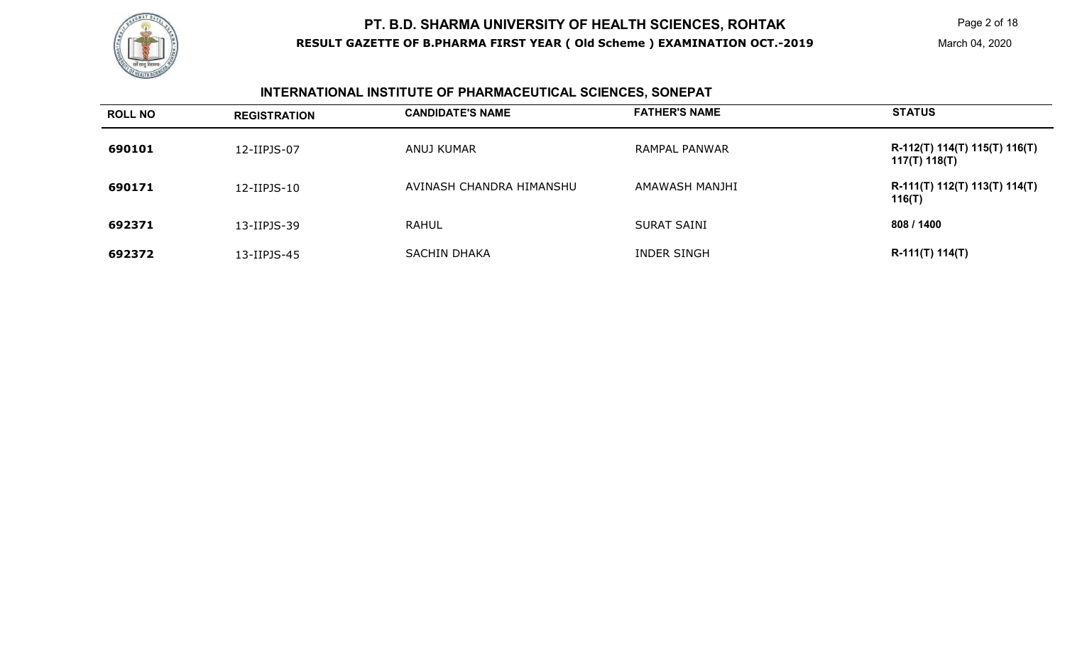# PT. B.D. SHARMA UNIVERSITY OF HEALTH SCIENCES, ROHTAK

**RESULT GAZETTE OF B.PHARMA FIRST YEAR ( Old Scheme ) EXAMINATION OCT.-2019**

March 04, 2020

## INTERNATIONAL INSTITUTE OF PHARMACEUTICAL SCIENCES, SONEPAT

| ROLL NO | REGISTRATION | CANDIDATE'S NAME | FATHER'S NAME | STATUS |
|---|---|---|---|---|
| **690101** | 12-IIPJS-07 | ANUJ KUMAR | RAMPAL PANWAR | **R-112(T) 114(T) 115(T) 116(T) 117(T) 118(T)** |
| **690171** | 12-IIPJS-10 | AVINASH CHANDRA HIMANSHU | AMAWASH MANJHI | **R-111(T) 112(T) 113(T) 114(T) 116(T)** |
| **692371** | 13-IIPJS-39 | RAHUL | SURAT SAINI | **808 / 1400** |
| **692372** | 13-IIPJS-45 | SACHIN DHAKA | INDER SINGH | **R-111(T) 114(T)** |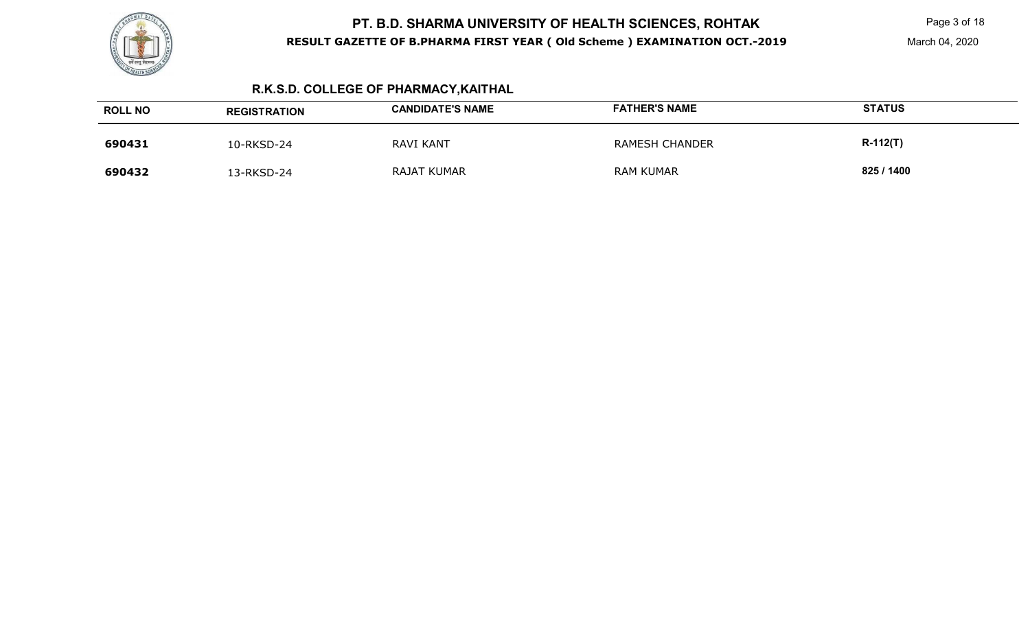## R.K.S.D. COLLEGE OF PHARMACY,KAITHAL

| ROLL NO | REGISTRATION | CANDIDATE'S NAME | FATHER'S NAME | STATUS |
|---|---|---|---|---|
| **690431** | 10-RKSD-24 | RAVI KANT | RAMESH CHANDER | **R-112(T)** |
| **690432** | 13-RKSD-24 | RAJAT KUMAR | RAM KUMAR | **825 / 1400** |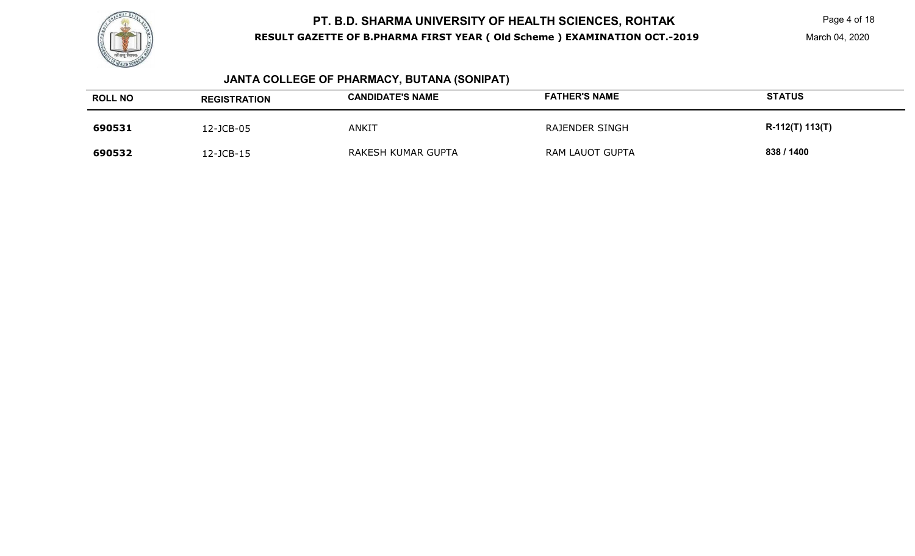## JANTA COLLEGE OF PHARMACY, BUTANA (SONIPAT)

| ROLL NO | REGISTRATION | CANDIDATE'S NAME | FATHER'S NAME | STATUS |
|---|---|---|---|---|
| **690531** | 12-JCB-05 | ANKIT | RAJENDER SINGH | **R-112(T) 113(T)** |
| **690532** | 12-JCB-15 | RAKESH KUMAR GUPTA | RAM LAUOT GUPTA | **838 / 1400** |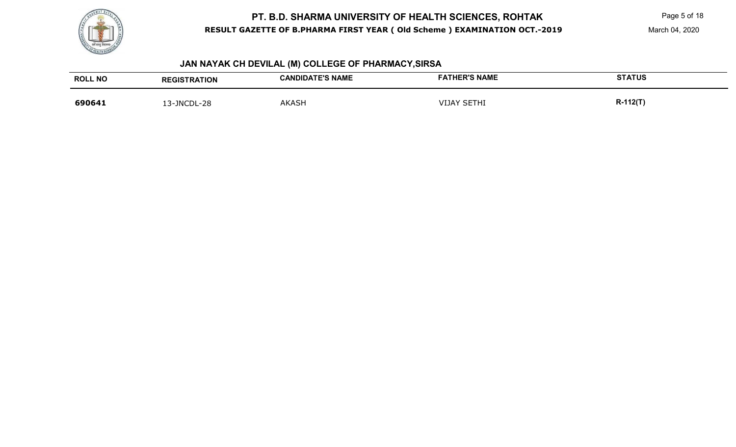## JAN NAYAK CH DEVILAL (M) COLLEGE OF PHARMACY,SIRSA

| ROLL NO | REGISTRATION | CANDIDATE'S NAME | FATHER'S NAME | STATUS |
|---|---|---|---|---|
| **690641** | 13-JNCDL-28 | AKASH | VIJAY SETHI | **R-112(T)** |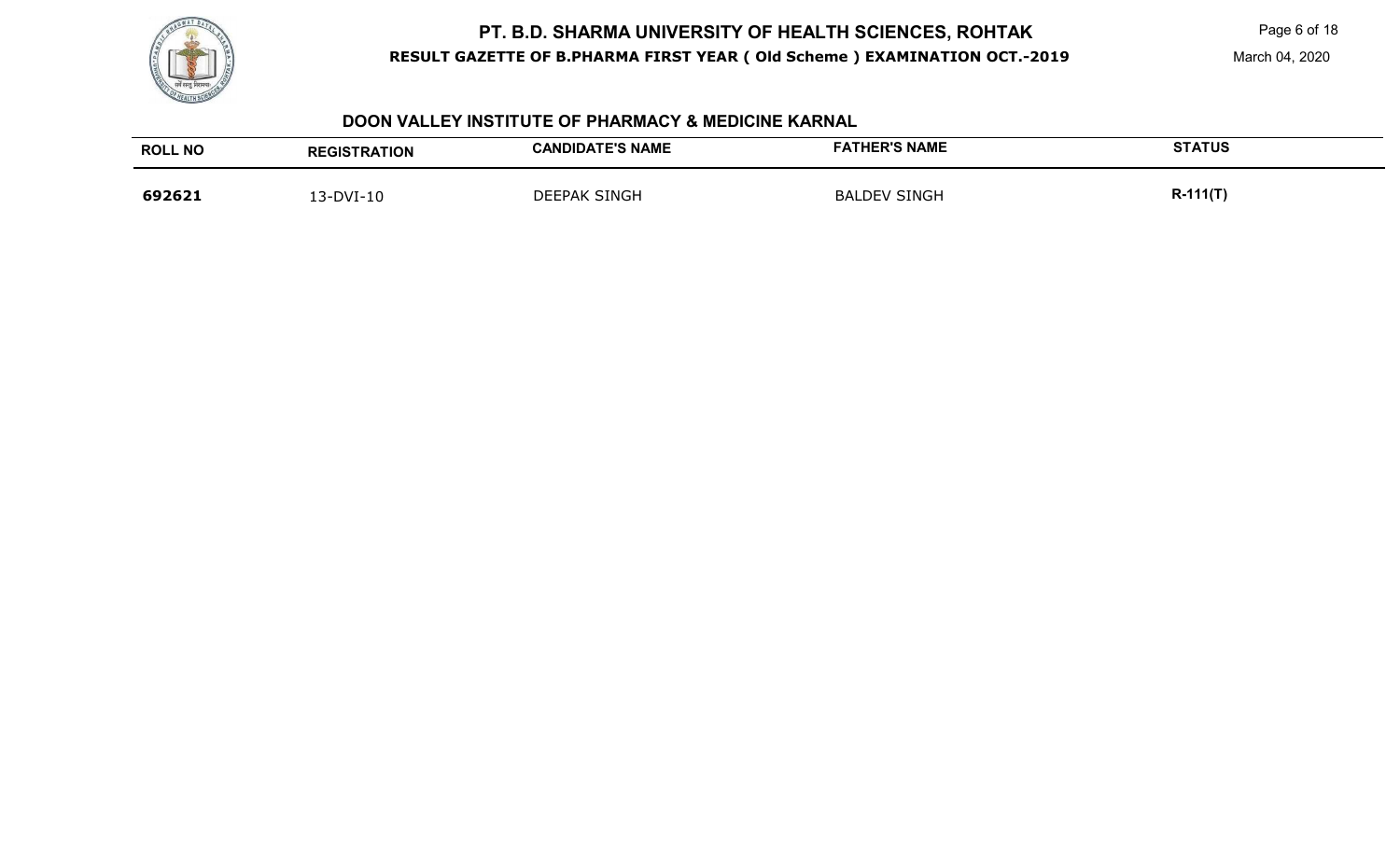## DOON VALLEY INSTITUTE OF PHARMACY & MEDICINE KARNAL

| ROLL NO | REGISTRATION | CANDIDATE'S NAME | FATHER'S NAME | STATUS |
|---|---|---|---|---|
| **692621** | 13-DVI-10 | DEEPAK SINGH | BALDEV SINGH | **R-111(T)** |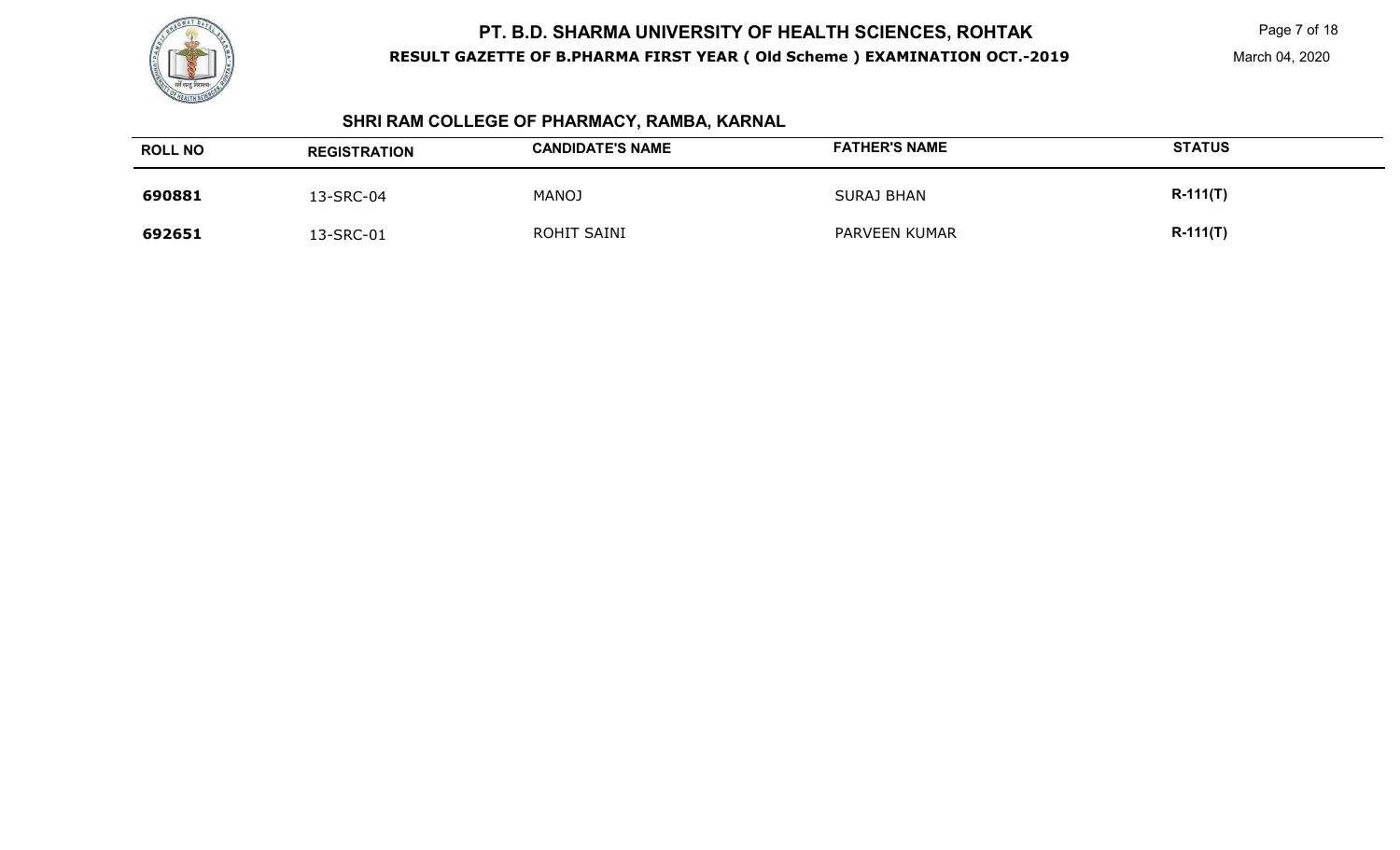# PT. B.D. SHARMA UNIVERSITY OF HEALTH SCIENCES, ROHTAK

**RESULT GAZETTE OF B.PHARMA FIRST YEAR ( Old Scheme ) EXAMINATION OCT.-2019**

March 04, 2020

## SHRI RAM COLLEGE OF PHARMACY, RAMBA, KARNAL

| ROLL NO | REGISTRATION | CANDIDATE'S NAME | FATHER'S NAME | STATUS |
|---|---|---|---|---|
| **690881** | 13-SRC-04 | MANOJ | SURAJ BHAN | **R-111(T)** |
| **692651** | 13-SRC-01 | ROHIT SAINI | PARVEEN KUMAR | **R-111(T)** |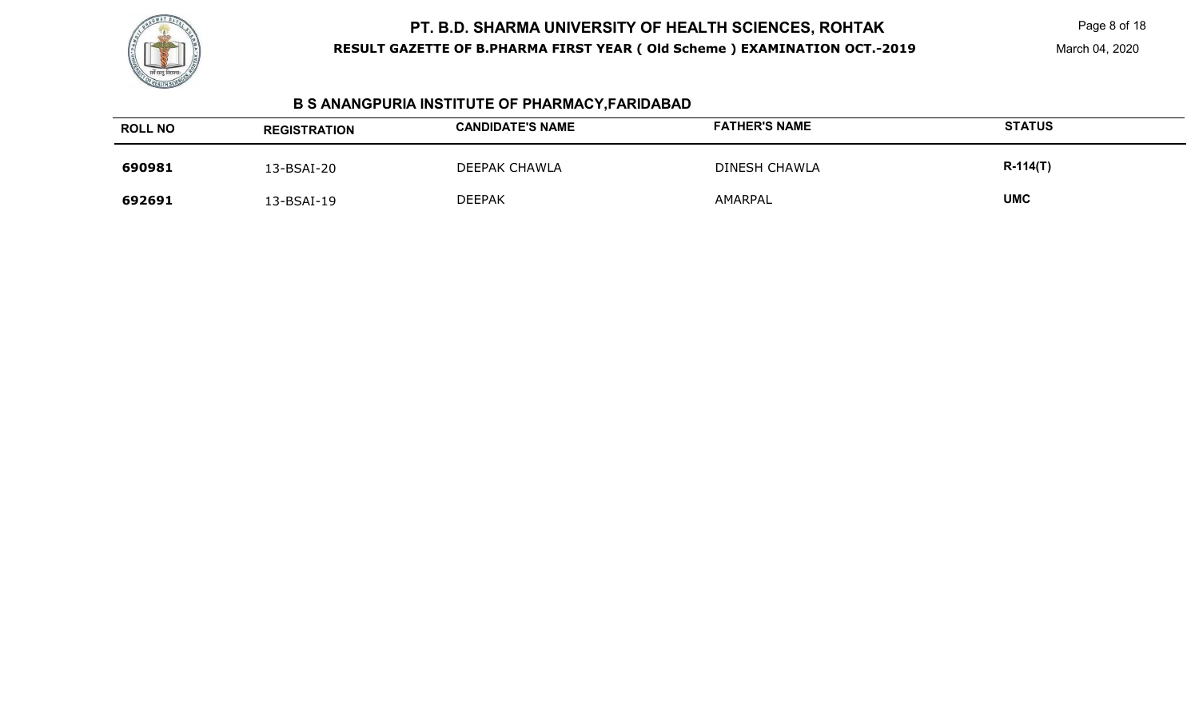# PT. B.D. SHARMA UNIVERSITY OF HEALTH SCIENCES, ROHTAK

**RESULT GAZETTE OF B.PHARMA FIRST YEAR ( Old Scheme ) EXAMINATION OCT.-2019**

March 04, 2020

## B S ANANGPURIA INSTITUTE OF PHARMACY,FARIDABAD

| ROLL NO | REGISTRATION | CANDIDATE'S NAME | FATHER'S NAME | STATUS |
|---|---|---|---|---|
| **690981** | 13-BSAI-20 | DEEPAK CHAWLA | DINESH CHAWLA | **R-114(T)** |
| **692691** | 13-BSAI-19 | DEEPAK | AMARPAL | **UMC** |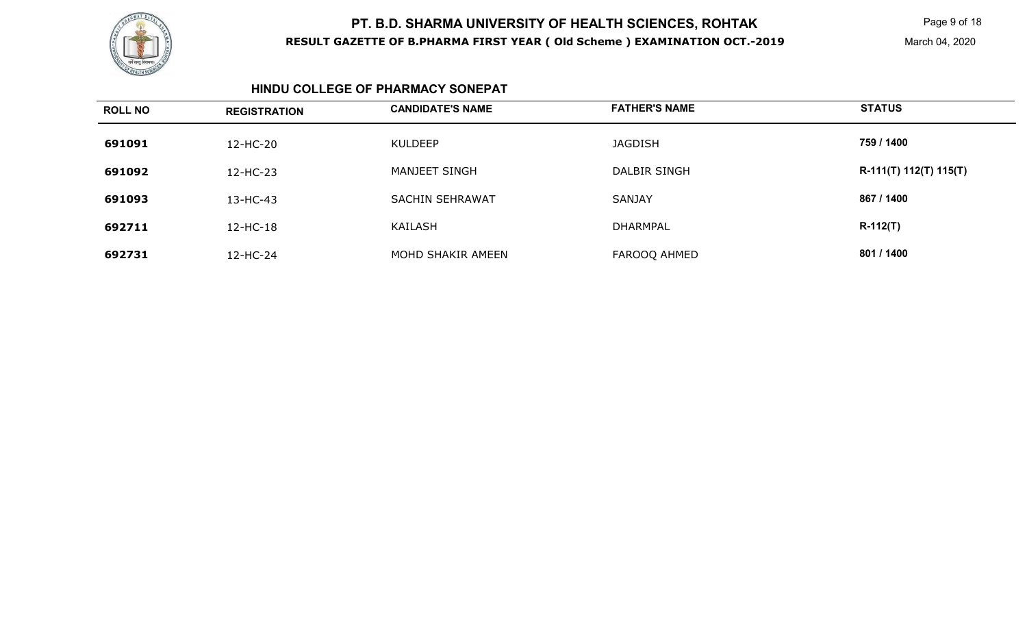## HINDU COLLEGE OF PHARMACY SONEPAT

| ROLL NO | REGISTRATION | CANDIDATE'S NAME | FATHER'S NAME | STATUS |
|---|---|---|---|---|
| 691091 | 12-HC-20 | KULDEEP | JAGDISH | 759 / 1400 |
| 691092 | 12-HC-23 | MANJEET SINGH | DALBIR SINGH | R-111(T) 112(T) 115(T) |
| 691093 | 13-HC-43 | SACHIN SEHRAWAT | SANJAY | 867 / 1400 |
| 692711 | 12-HC-18 | KAILASH | DHARMPAL | R-112(T) |
| 692731 | 12-HC-24 | MOHD SHAKIR AMEEN | FAROOQ AHMED | 801 / 1400 |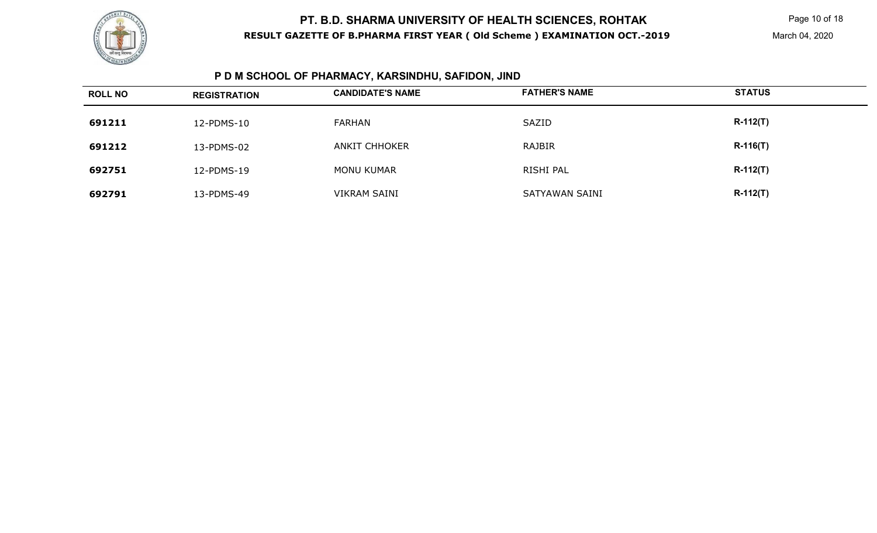# PT. B.D. SHARMA UNIVERSITY OF HEALTH SCIENCES, ROHTAK

**RESULT GAZETTE OF B.PHARMA FIRST YEAR ( Old Scheme ) EXAMINATION OCT.-2019**

March 04, 2020

## P D M SCHOOL OF PHARMACY, KARSINDHU, SAFIDON, JIND

| ROLL NO | REGISTRATION | CANDIDATE'S NAME | FATHER'S NAME | STATUS |
|---|---|---|---|---|
| 691211 | 12-PDMS-10 | FARHAN | SAZID | R-112(T) |
| 691212 | 13-PDMS-02 | ANKIT CHHOKER | RAJBIR | R-116(T) |
| 692751 | 12-PDMS-19 | MONU KUMAR | RISHI PAL | R-112(T) |
| 692791 | 13-PDMS-49 | VIKRAM SAINI | SATYAWAN SAINI | R-112(T) |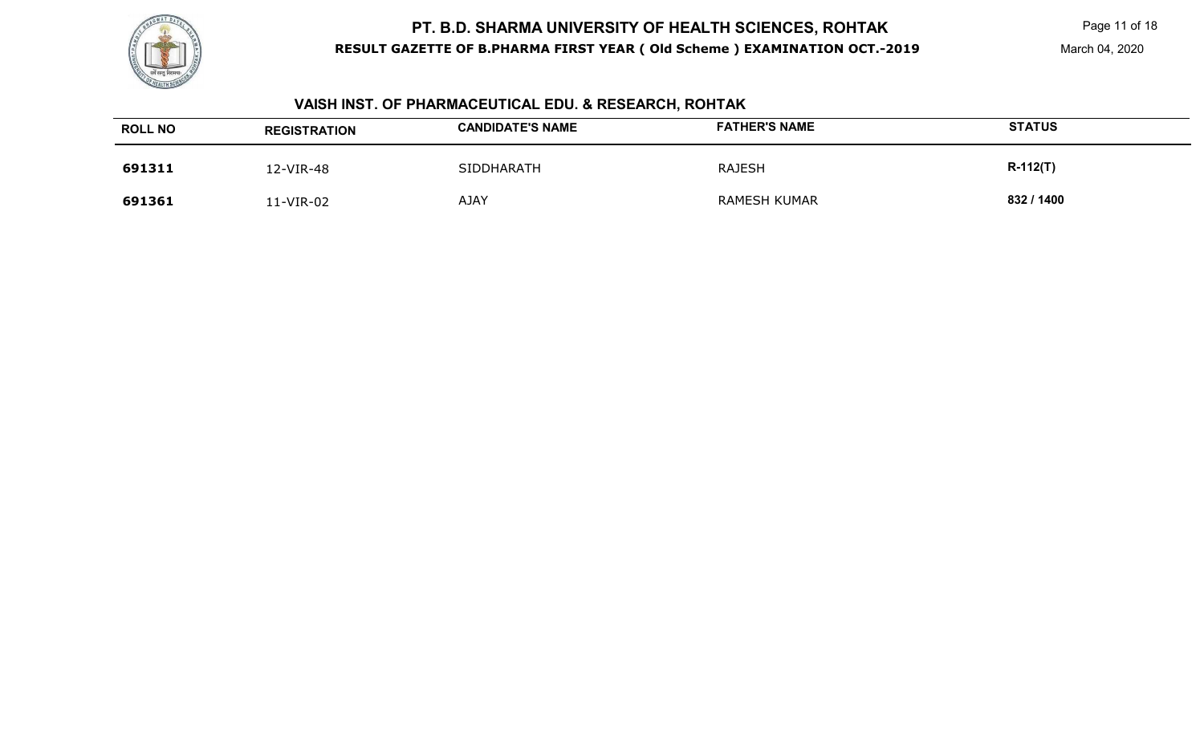# PT. B.D. SHARMA UNIVERSITY OF HEALTH SCIENCES, ROHTAK

**RESULT GAZETTE OF B.PHARMA FIRST YEAR ( Old Scheme ) EXAMINATION OCT.-2019**

March 04, 2020

## VAISH INST. OF PHARMACEUTICAL EDU. & RESEARCH, ROHTAK

| ROLL NO | REGISTRATION | CANDIDATE'S NAME | FATHER'S NAME | STATUS |
|---|---|---|---|---|
| **691311** | 12-VIR-48 | SIDDHARATH | RAJESH | **R-112(T)** |
| **691361** | 11-VIR-02 | AJAY | RAMESH KUMAR | **832 / 1400** |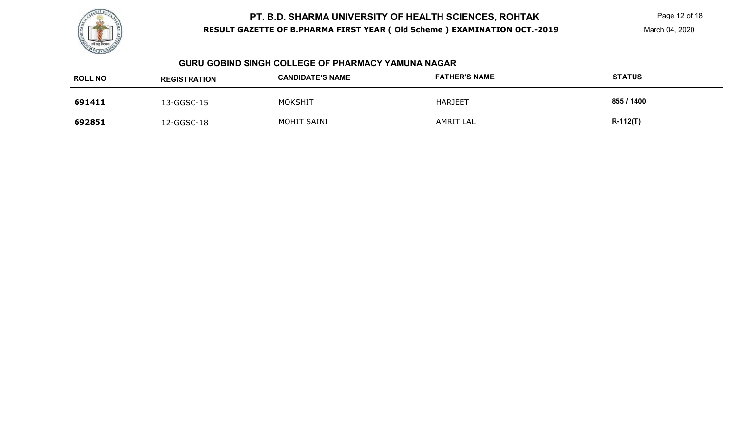## GURU GOBIND SINGH COLLEGE OF PHARMACY YAMUNA NAGAR

| ROLL NO | REGISTRATION | CANDIDATE'S NAME | FATHER'S NAME | STATUS |
|---|---|---|---|---|
| **691411** | 13-GGSC-15 | MOKSHIT | HARJEET | **855 / 1400** |
| **692851** | 12-GGSC-18 | MOHIT SAINI | AMRIT LAL | **R-112(T)** |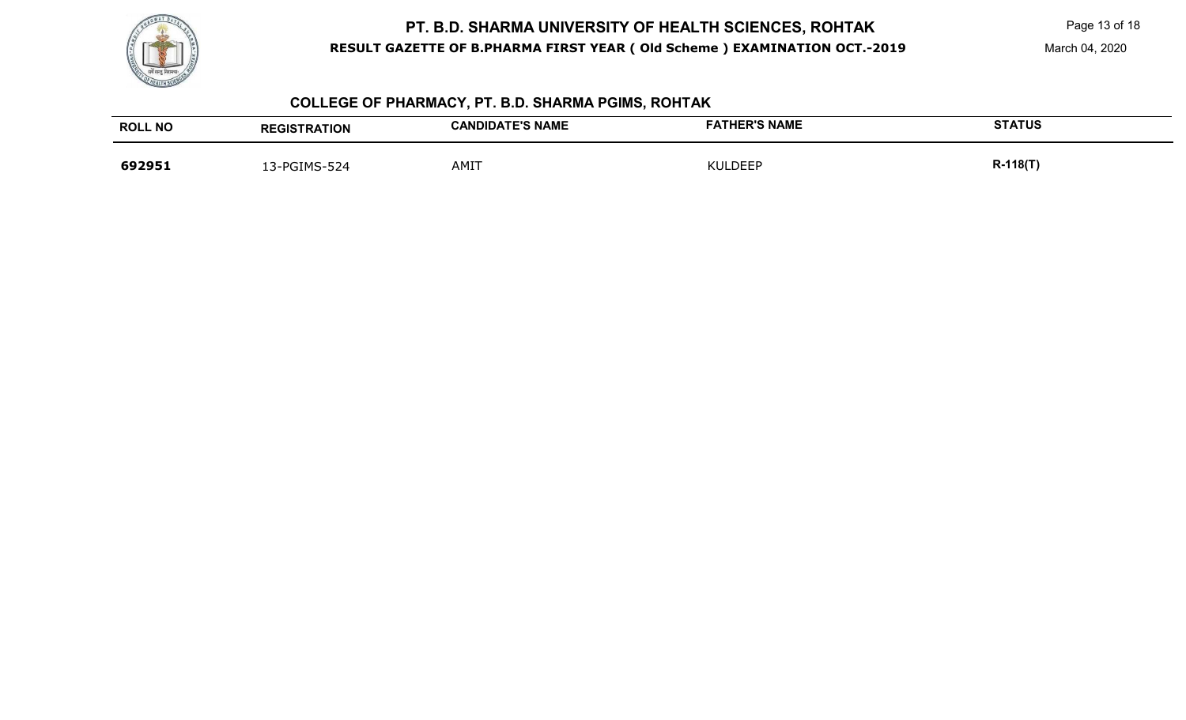# PT. B.D. SHARMA UNIVERSITY OF HEALTH SCIENCES, ROHTAK

**RESULT GAZETTE OF B.PHARMA FIRST YEAR ( Old Scheme ) EXAMINATION OCT.-2019**

March 04, 2020

## COLLEGE OF PHARMACY, PT. B.D. SHARMA PGIMS, ROHTAK

| ROLL NO | REGISTRATION | CANDIDATE'S NAME | FATHER'S NAME | STATUS |
|---|---|---|---|---|
| **692951** | 13-PGIMS-524 | AMIT | KULDEEP | **R-118(T)** |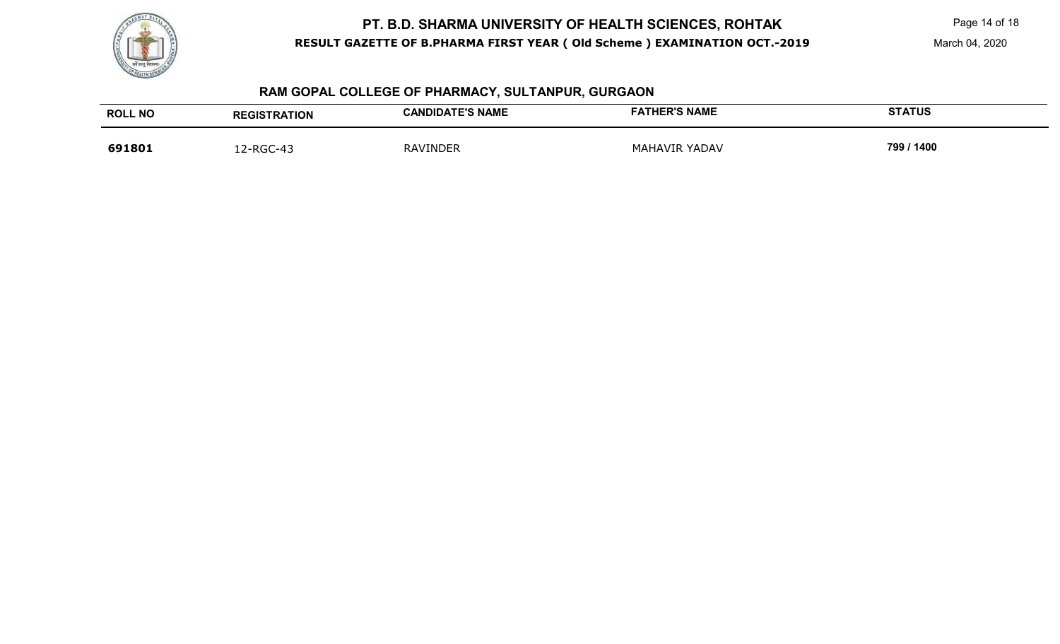## RAM GOPAL COLLEGE OF PHARMACY, SULTANPUR, GURGAON

| ROLL NO | REGISTRATION | CANDIDATE'S NAME | FATHER'S NAME | STATUS |
| --- | --- | --- | --- | --- |
| **691801** | 12-RGC-43 | RAVINDER | MAHAVIR YADAV | **799 / 1400** |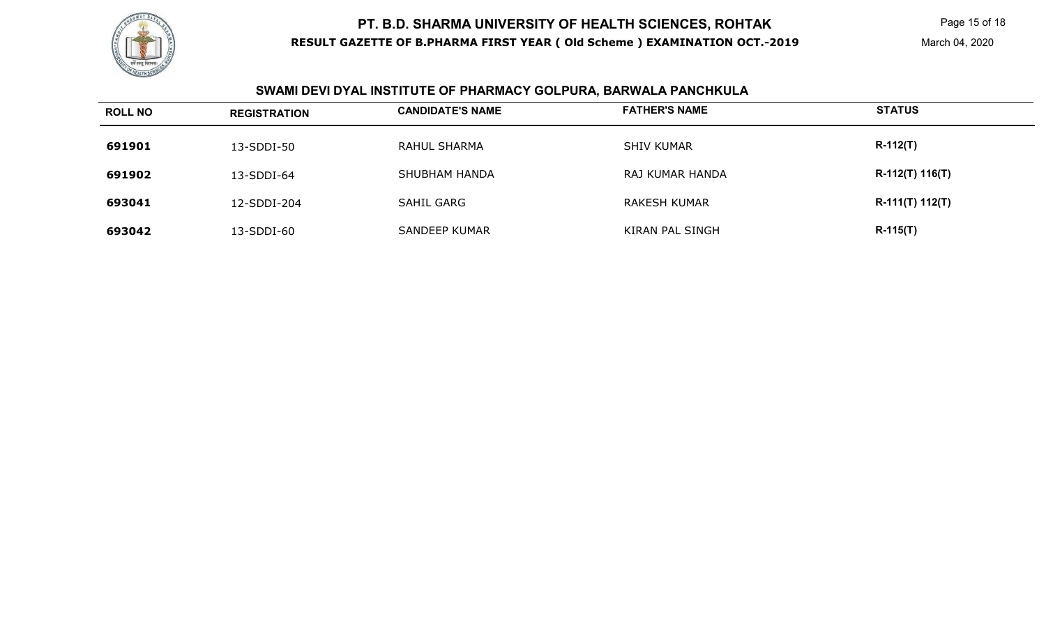# PT. B.D. SHARMA UNIVERSITY OF HEALTH SCIENCES, ROHTAK

**RESULT GAZETTE OF B.PHARMA FIRST YEAR ( Old Scheme ) EXAMINATION OCT.-2019**

March 04, 2020

## SWAMI DEVI DYAL INSTITUTE OF PHARMACY GOLPURA, BARWALA PANCHKULA

| ROLL NO | REGISTRATION | CANDIDATE'S NAME | FATHER'S NAME | STATUS |
|---|---|---|---|---|
| 691901 | 13-SDDI-50 | RAHUL SHARMA | SHIV KUMAR | R-112(T) |
| 691902 | 13-SDDI-64 | SHUBHAM HANDA | RAJ KUMAR HANDA | R-112(T) 116(T) |
| 693041 | 12-SDDI-204 | SAHIL GARG | RAKESH KUMAR | R-111(T) 112(T) |
| 693042 | 13-SDDI-60 | SANDEEP KUMAR | KIRAN PAL SINGH | R-115(T) |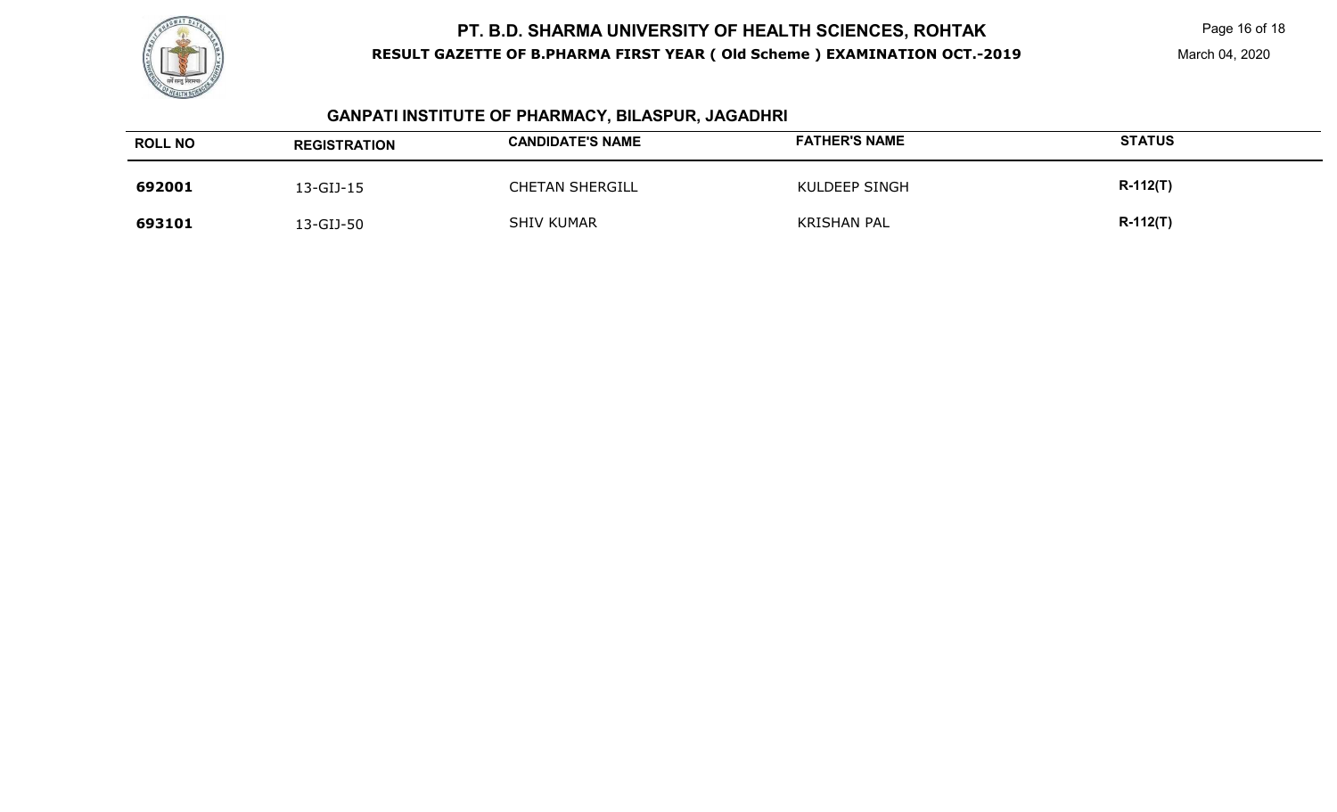# PT. B.D. SHARMA UNIVERSITY OF HEALTH SCIENCES, ROHTAK

**RESULT GAZETTE OF B.PHARMA FIRST YEAR ( Old Scheme ) EXAMINATION OCT.-2019**

March 04, 2020

## GANPATI INSTITUTE OF PHARMACY, BILASPUR, JAGADHRI

| ROLL NO | REGISTRATION | CANDIDATE'S NAME | FATHER'S NAME | STATUS |
|---|---|---|---|---|
| **692001** | 13-GIJ-15 | CHETAN SHERGILL | KULDEEP SINGH | **R-112(T)** |
| **693101** | 13-GIJ-50 | SHIV KUMAR | KRISHAN PAL | **R-112(T)** |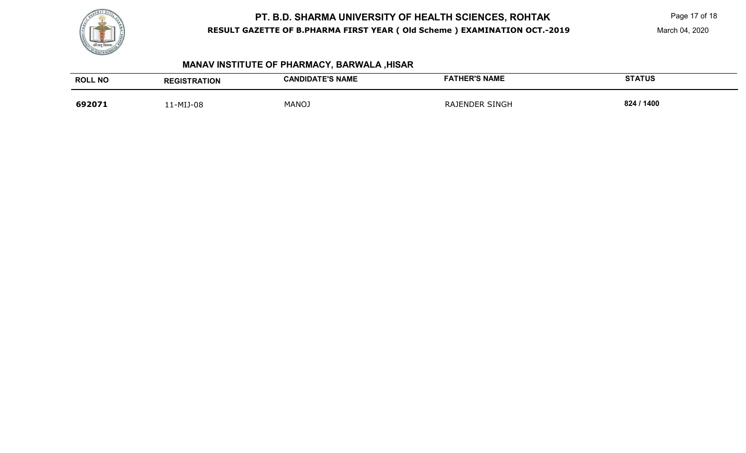## MANAV INSTITUTE OF PHARMACY, BARWALA ,HISAR

| ROLL NO | REGISTRATION | CANDIDATE'S NAME | FATHER'S NAME | STATUS |
|---|---|---|---|---|
| **692071** | 11-MIJ-08 | MANOJ | RAJENDER SINGH | **824 / 1400** |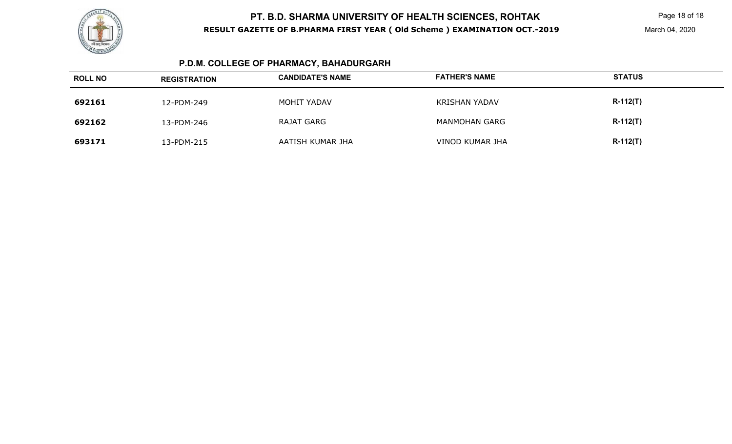# PT. B.D. SHARMA UNIVERSITY OF HEALTH SCIENCES, ROHTAK

**RESULT GAZETTE OF B.PHARMA FIRST YEAR ( Old Scheme ) EXAMINATION OCT.-2019**

March 04, 2020

## P.D.M. COLLEGE OF PHARMACY, BAHADURGARH

| ROLL NO | REGISTRATION | CANDIDATE'S NAME | FATHER'S NAME | STATUS |
|---|---|---|---|---|
| **692161** | 12-PDM-249 | MOHIT YADAV | KRISHAN YADAV | R-112(T) |
| **692162** | 13-PDM-246 | RAJAT GARG | MANMOHAN GARG | R-112(T) |
| **693171** | 13-PDM-215 | AATISH KUMAR JHA | VINOD KUMAR JHA | R-112(T) |